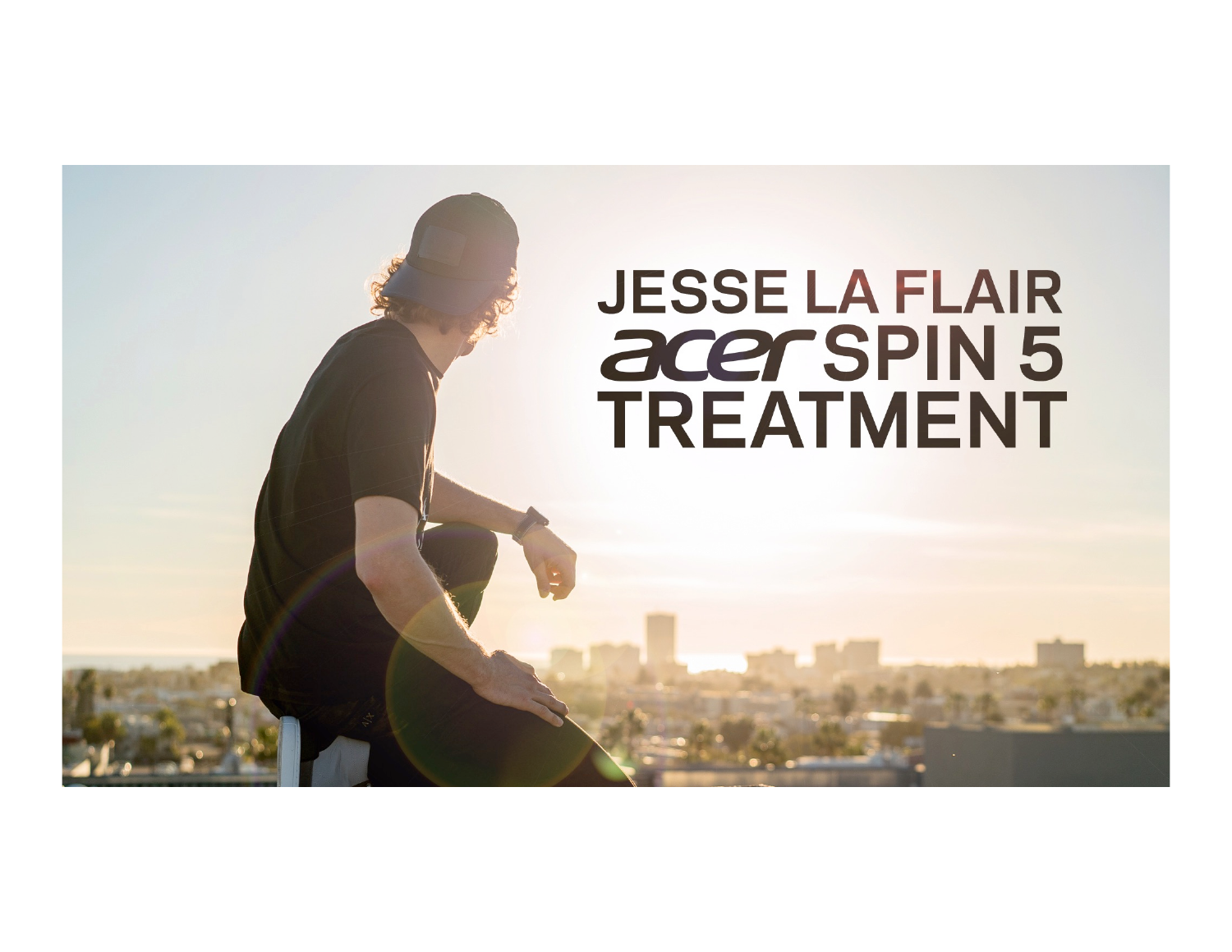# JESSE LA FLAIR
# acer SPIN 5
# TREATMENT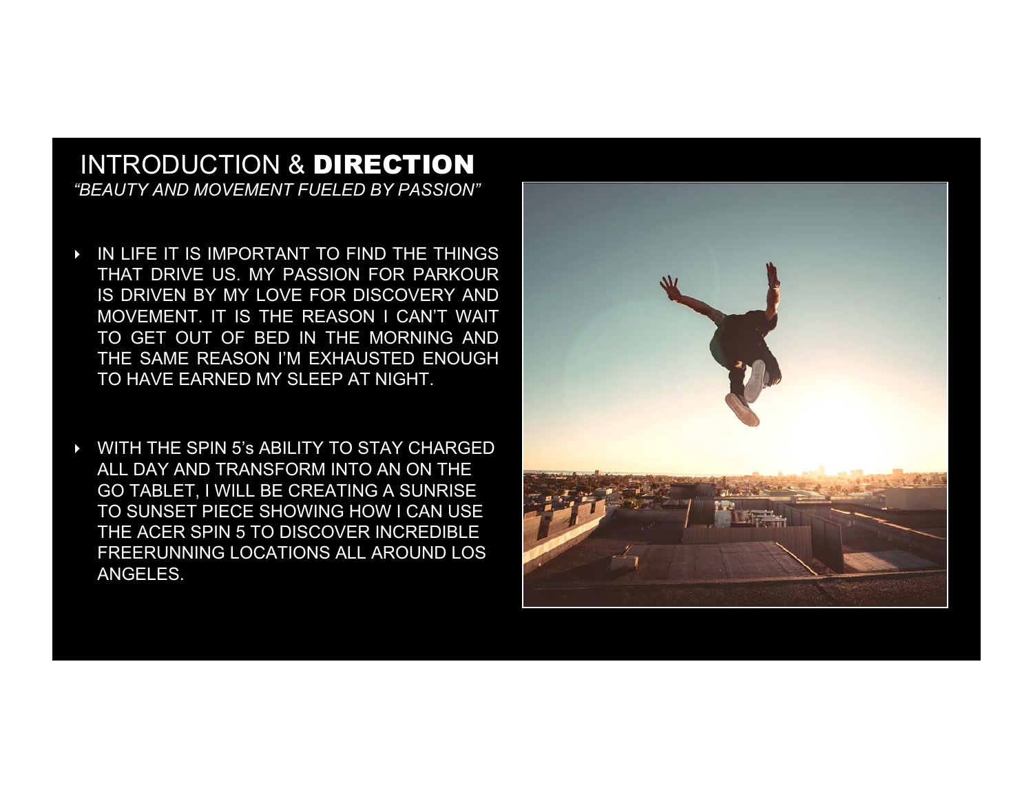# INTRODUCTION & **DIRECTION**

*"BEAUTY AND MOVEMENT FUELED BY PASSION"*

- IN LIFE IT IS IMPORTANT TO FIND THE THINGS THAT DRIVE US. MY PASSION FOR PARKOUR IS DRIVEN BY MY LOVE FOR DISCOVERY AND MOVEMENT. IT IS THE REASON I CAN'T WAIT TO GET OUT OF BED IN THE MORNING AND THE SAME REASON I'M EXHAUSTED ENOUGH TO HAVE EARNED MY SLEEP AT NIGHT.

- WITH THE SPIN 5's ABILITY TO STAY CHARGED ALL DAY AND TRANSFORM INTO AN ON THE GO TABLET, I WILL BE CREATING A SUNRISE TO SUNSET PIECE SHOWING HOW I CAN USE THE ACER SPIN 5 TO DISCOVER INCREDIBLE FREERUNNING LOCATIONS ALL AROUND LOS ANGELES.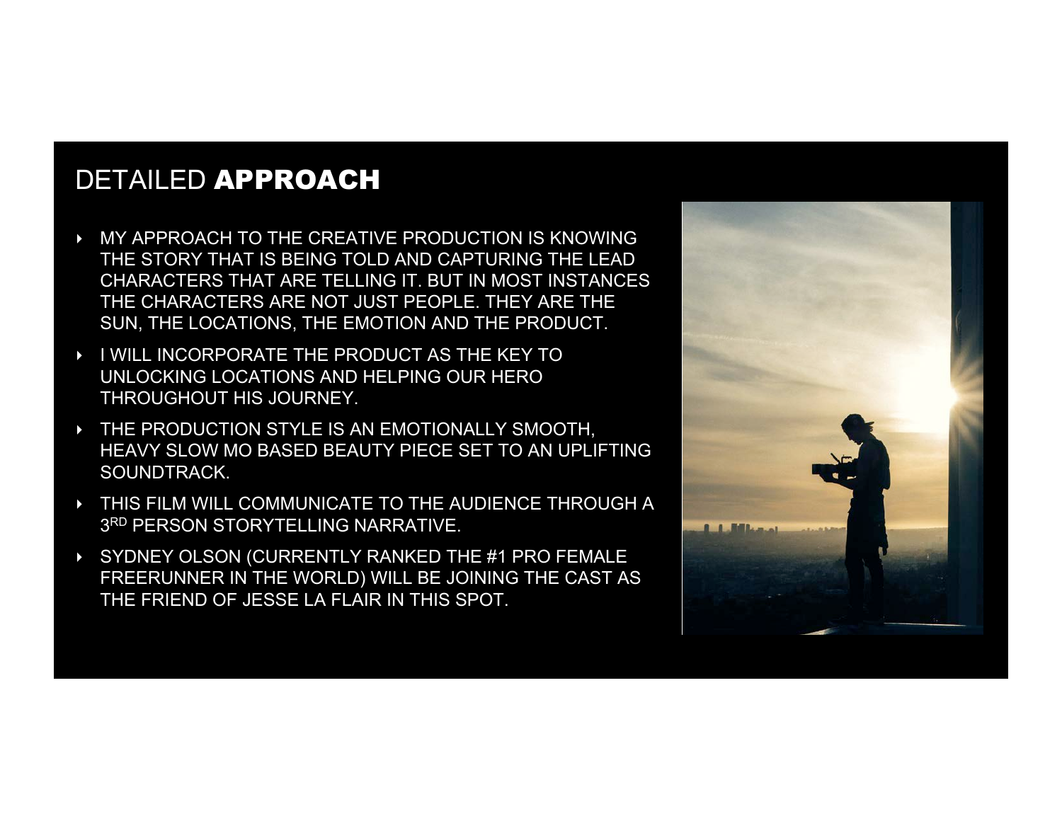## DETAILED **APPROACH**

- MY APPROACH TO THE CREATIVE PRODUCTION IS KNOWING THE STORY THAT IS BEING TOLD AND CAPTURING THE LEAD CHARACTERS THAT ARE TELLING IT. BUT IN MOST INSTANCES THE CHARACTERS ARE NOT JUST PEOPLE. THEY ARE THE SUN, THE LOCATIONS, THE EMOTION AND THE PRODUCT.
- I WILL INCORPORATE THE PRODUCT AS THE KEY TO UNLOCKING LOCATIONS AND HELPING OUR HERO THROUGHOUT HIS JOURNEY.
- THE PRODUCTION STYLE IS AN EMOTIONALLY SMOOTH, HEAVY SLOW MO BASED BEAUTY PIECE SET TO AN UPLIFTING SOUNDTRACK.
- THIS FILM WILL COMMUNICATE TO THE AUDIENCE THROUGH A 3RD PERSON STORYTELLING NARRATIVE.
- SYDNEY OLSON (CURRENTLY RANKED THE #1 PRO FEMALE FREERUNNER IN THE WORLD) WILL BE JOINING THE CAST AS THE FRIEND OF JESSE LA FLAIR IN THIS SPOT.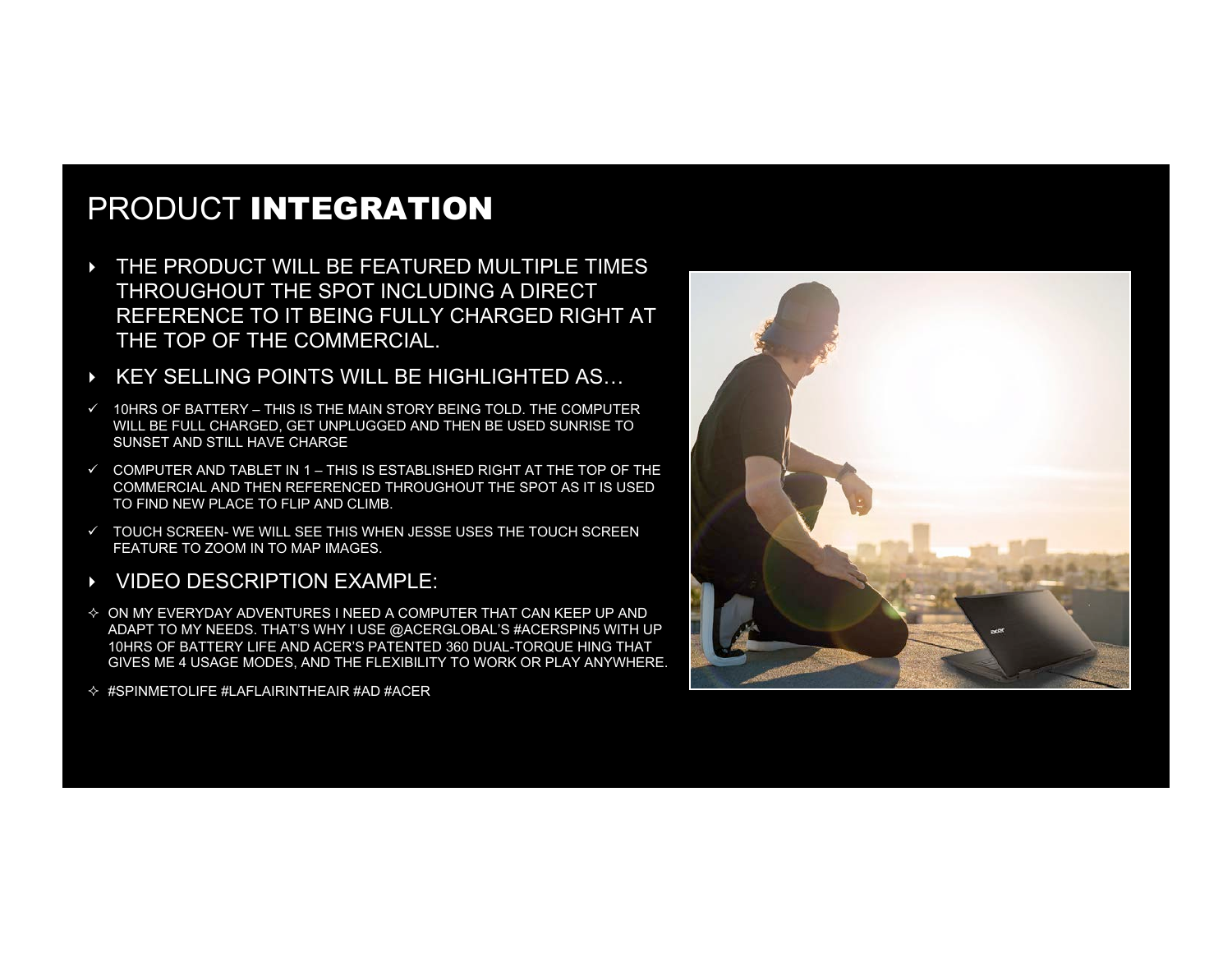# PRODUCT **INTEGRATION**

- THE PRODUCT WILL BE FEATURED MULTIPLE TIMES THROUGHOUT THE SPOT INCLUDING A DIRECT REFERENCE TO IT BEING FULLY CHARGED RIGHT AT THE TOP OF THE COMMERCIAL.
- KEY SELLING POINTS WILL BE HIGHLIGHTED AS…

✓ 10HRS OF BATTERY – THIS IS THE MAIN STORY BEING TOLD. THE COMPUTER WILL BE FULL CHARGED, GET UNPLUGGED AND THEN BE USED SUNRISE TO SUNSET AND STILL HAVE CHARGE

✓ COMPUTER AND TABLET IN 1 – THIS IS ESTABLISHED RIGHT AT THE TOP OF THE COMMERCIAL AND THEN REFERENCED THROUGHOUT THE SPOT AS IT IS USED TO FIND NEW PLACE TO FLIP AND CLIMB.

✓ TOUCH SCREEN- WE WILL SEE THIS WHEN JESSE USES THE TOUCH SCREEN FEATURE TO ZOOM IN TO MAP IMAGES.

- VIDEO DESCRIPTION EXAMPLE:

✧ ON MY EVERYDAY ADVENTURES I NEED A COMPUTER THAT CAN KEEP UP AND ADAPT TO MY NEEDS. THAT'S WHY I USE @ACERGLOBAL'S #ACERSPIN5 WITH UP 10HRS OF BATTERY LIFE AND ACER'S PATENTED 360 DUAL-TORQUE HING THAT GIVES ME 4 USAGE MODES, AND THE FLEXIBILITY TO WORK OR PLAY ANYWHERE.

✧ #SPINMETOLIFE #LAFLAIRINTHEAIR #AD #ACER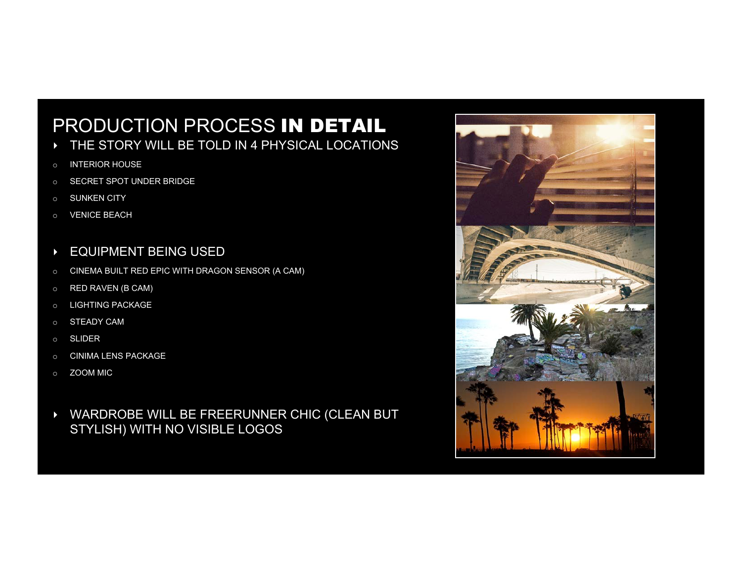# PRODUCTION PROCESS **IN DETAIL**

- THE STORY WILL BE TOLD IN 4 PHYSICAL LOCATIONS
  - INTERIOR HOUSE
  - SECRET SPOT UNDER BRIDGE
  - SUNKEN CITY
  - VENICE BEACH

- EQUIPMENT BEING USED
  - CINEMA BUILT RED EPIC WITH DRAGON SENSOR (A CAM)
  - RED RAVEN (B CAM)
  - LIGHTING PACKAGE
  - STEADY CAM
  - SLIDER
  - CINIMA LENS PACKAGE
  - ZOOM MIC

- WARDROBE WILL BE FREERUNNER CHIC (CLEAN BUT STYLISH) WITH NO VISIBLE LOGOS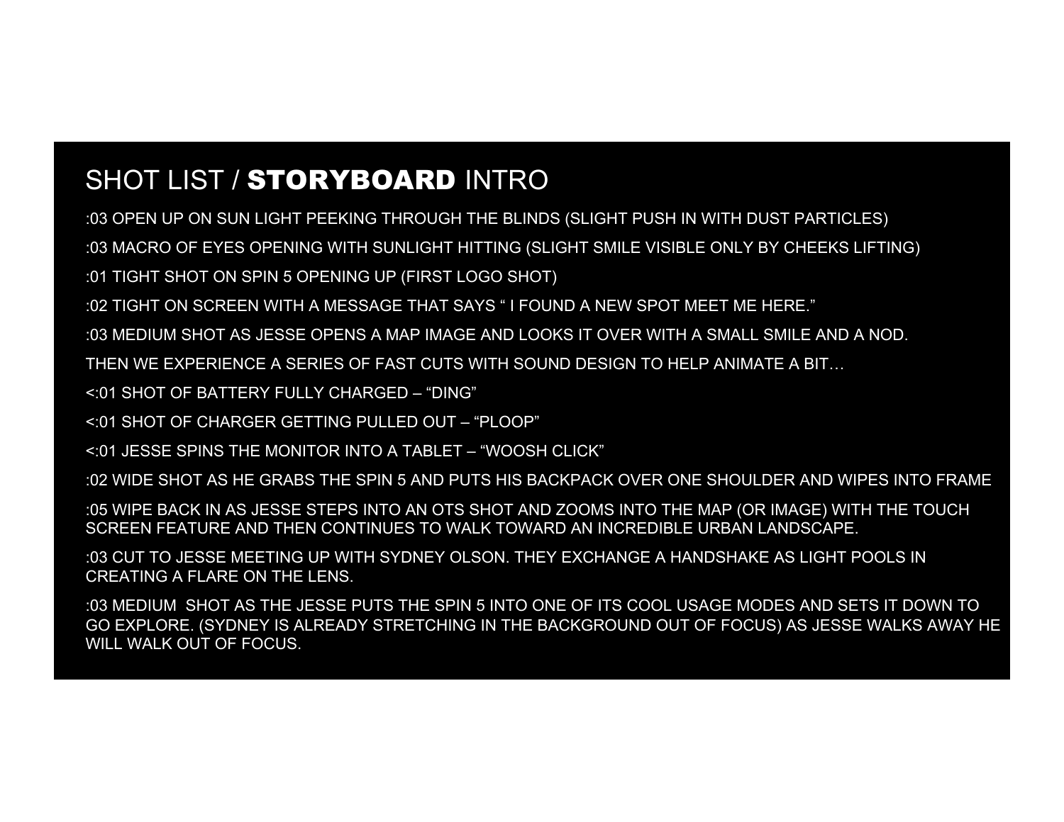# SHOT LIST / **STORYBOARD** INTRO

:03 OPEN UP ON SUN LIGHT PEEKING THROUGH THE BLINDS (SLIGHT PUSH IN WITH DUST PARTICLES)

:03 MACRO OF EYES OPENING WITH SUNLIGHT HITTING (SLIGHT SMILE VISIBLE ONLY BY CHEEKS LIFTING)

:01 TIGHT SHOT ON SPIN 5 OPENING UP (FIRST LOGO SHOT)

:02 TIGHT ON SCREEN WITH A MESSAGE THAT SAYS " I FOUND A NEW SPOT MEET ME HERE."

:03 MEDIUM SHOT AS JESSE OPENS A MAP IMAGE AND LOOKS IT OVER WITH A SMALL SMILE AND A NOD.

THEN WE EXPERIENCE A SERIES OF FAST CUTS WITH SOUND DESIGN TO HELP ANIMATE A BIT…

<:01 SHOT OF BATTERY FULLY CHARGED – "DING"

<:01 SHOT OF CHARGER GETTING PULLED OUT – "PLOOP"

<:01 JESSE SPINS THE MONITOR INTO A TABLET – "WOOSH CLICK"

:02 WIDE SHOT AS HE GRABS THE SPIN 5 AND PUTS HIS BACKPACK OVER ONE SHOULDER AND WIPES INTO FRAME

:05 WIPE BACK IN AS JESSE STEPS INTO AN OTS SHOT AND ZOOMS INTO THE MAP (OR IMAGE) WITH THE TOUCH SCREEN FEATURE AND THEN CONTINUES TO WALK TOWARD AN INCREDIBLE URBAN LANDSCAPE.

:03 CUT TO JESSE MEETING UP WITH SYDNEY OLSON. THEY EXCHANGE A HANDSHAKE AS LIGHT POOLS IN CREATING A FLARE ON THE LENS.

:03 MEDIUM SHOT AS THE JESSE PUTS THE SPIN 5 INTO ONE OF ITS COOL USAGE MODES AND SETS IT DOWN TO GO EXPLORE. (SYDNEY IS ALREADY STRETCHING IN THE BACKGROUND OUT OF FOCUS) AS JESSE WALKS AWAY HE WILL WALK OUT OF FOCUS.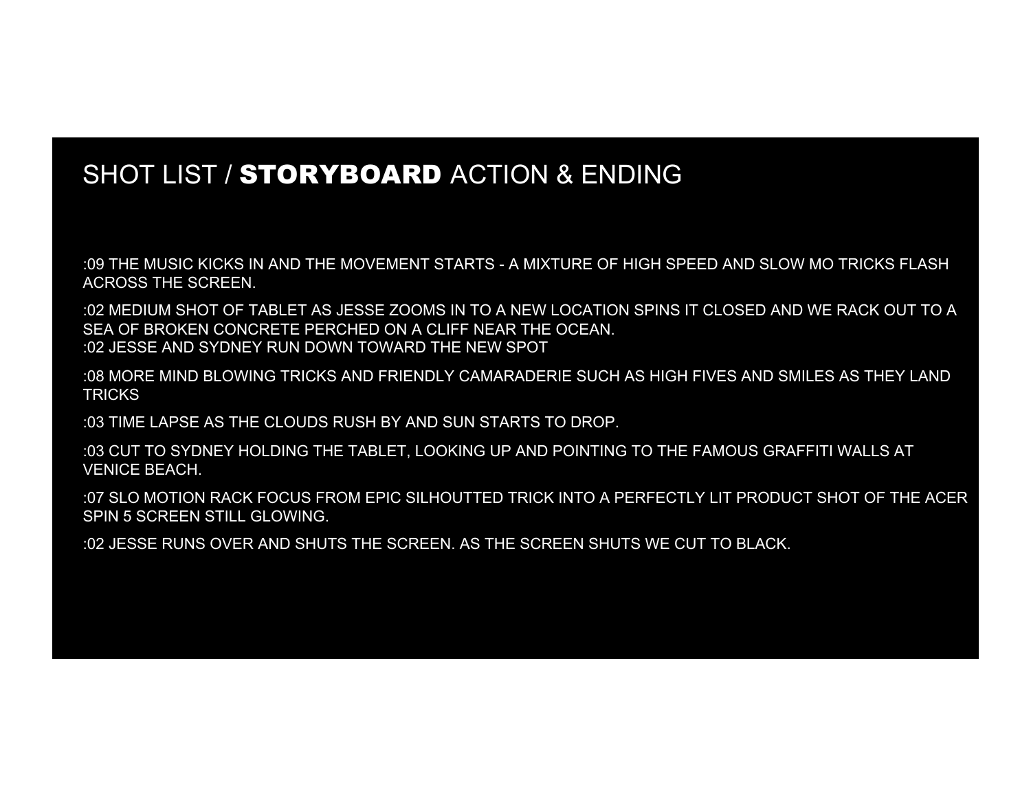# SHOT LIST / **STORYBOARD** ACTION & ENDING

:09 THE MUSIC KICKS IN AND THE MOVEMENT STARTS - A MIXTURE OF HIGH SPEED AND SLOW MO TRICKS FLASH ACROSS THE SCREEN.

:02 MEDIUM SHOT OF TABLET AS JESSE ZOOMS IN TO A NEW LOCATION SPINS IT CLOSED AND WE RACK OUT TO A SEA OF BROKEN CONCRETE PERCHED ON A CLIFF NEAR THE OCEAN.
:02 JESSE AND SYDNEY RUN DOWN TOWARD THE NEW SPOT

:08 MORE MIND BLOWING TRICKS AND FRIENDLY CAMARADERIE SUCH AS HIGH FIVES AND SMILES AS THEY LAND TRICKS

:03 TIME LAPSE AS THE CLOUDS RUSH BY AND SUN STARTS TO DROP.

:03 CUT TO SYDNEY HOLDING THE TABLET, LOOKING UP AND POINTING TO THE FAMOUS GRAFFITI WALLS AT VENICE BEACH.

:07 SLO MOTION RACK FOCUS FROM EPIC SILHOUTTED TRICK INTO A PERFECTLY LIT PRODUCT SHOT OF THE ACER SPIN 5 SCREEN STILL GLOWING.

:02 JESSE RUNS OVER AND SHUTS THE SCREEN. AS THE SCREEN SHUTS WE CUT TO BLACK.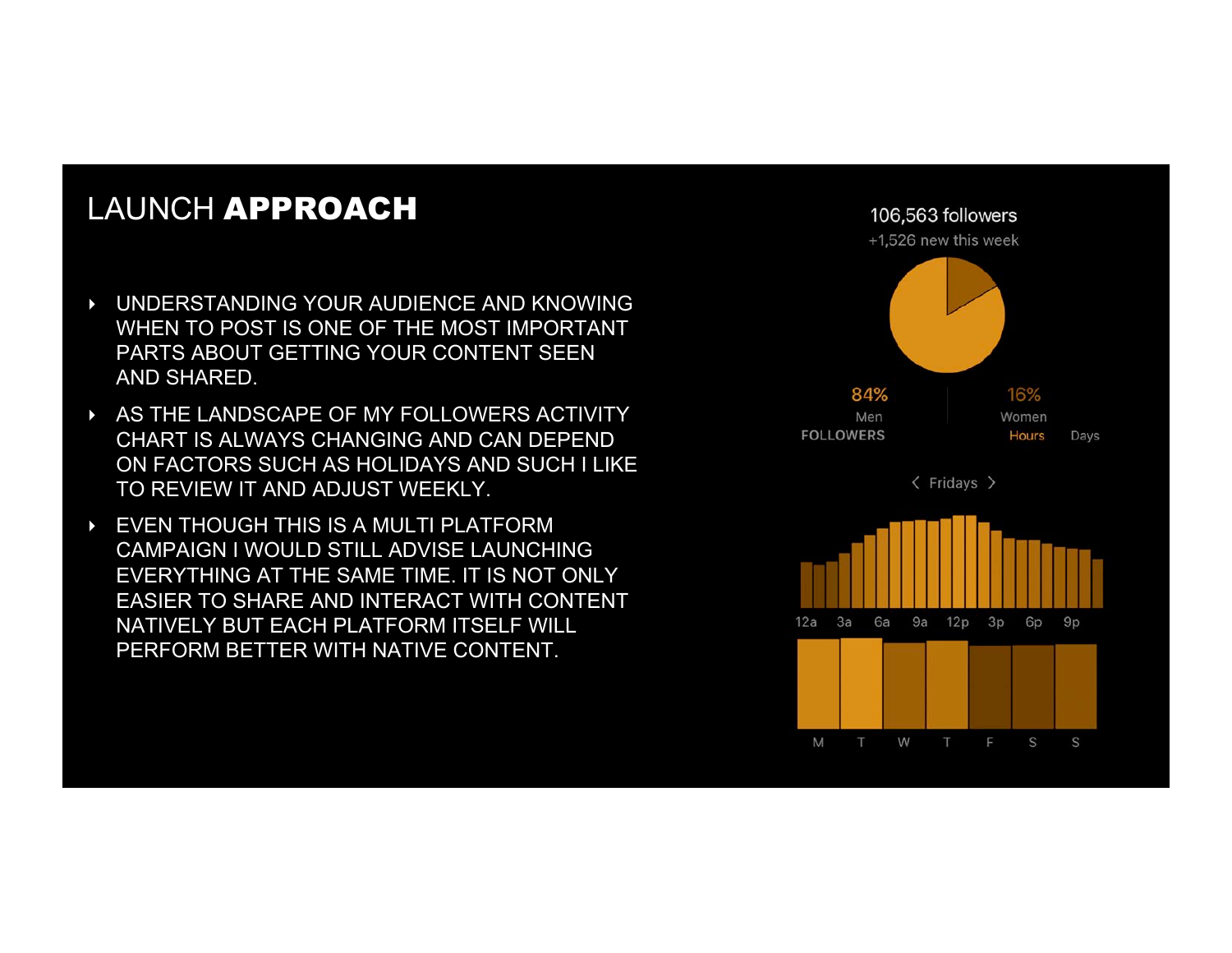# LAUNCH **APPROACH**

- UNDERSTANDING YOUR AUDIENCE AND KNOWING WHEN TO POST IS ONE OF THE MOST IMPORTANT PARTS ABOUT GETTING YOUR CONTENT SEEN AND SHARED.
- AS THE LANDSCAPE OF MY FOLLOWERS ACTIVITY CHART IS ALWAYS CHANGING AND CAN DEPEND ON FACTORS SUCH AS HOLIDAYS AND SUCH I LIKE TO REVIEW IT AND ADJUST WEEKLY.
- EVEN THOUGH THIS IS A MULTI PLATFORM CAMPAIGN I WOULD STILL ADVISE LAUNCHING EVERYTHING AT THE SAME TIME. IT IS NOT ONLY EASIER TO SHARE AND INTERACT WITH CONTENT NATIVELY BUT EACH PLATFORM ITSELF WILL PERFORM BETTER WITH NATIVE CONTENT.

106,563 followers
+1,526 new this week

84% Men | 16% Women

FOLLOWERS — Hours | Days

‹ Fridays ›

12a 3a 6a 9a 12p 3p 6p 9p

M T W T F S S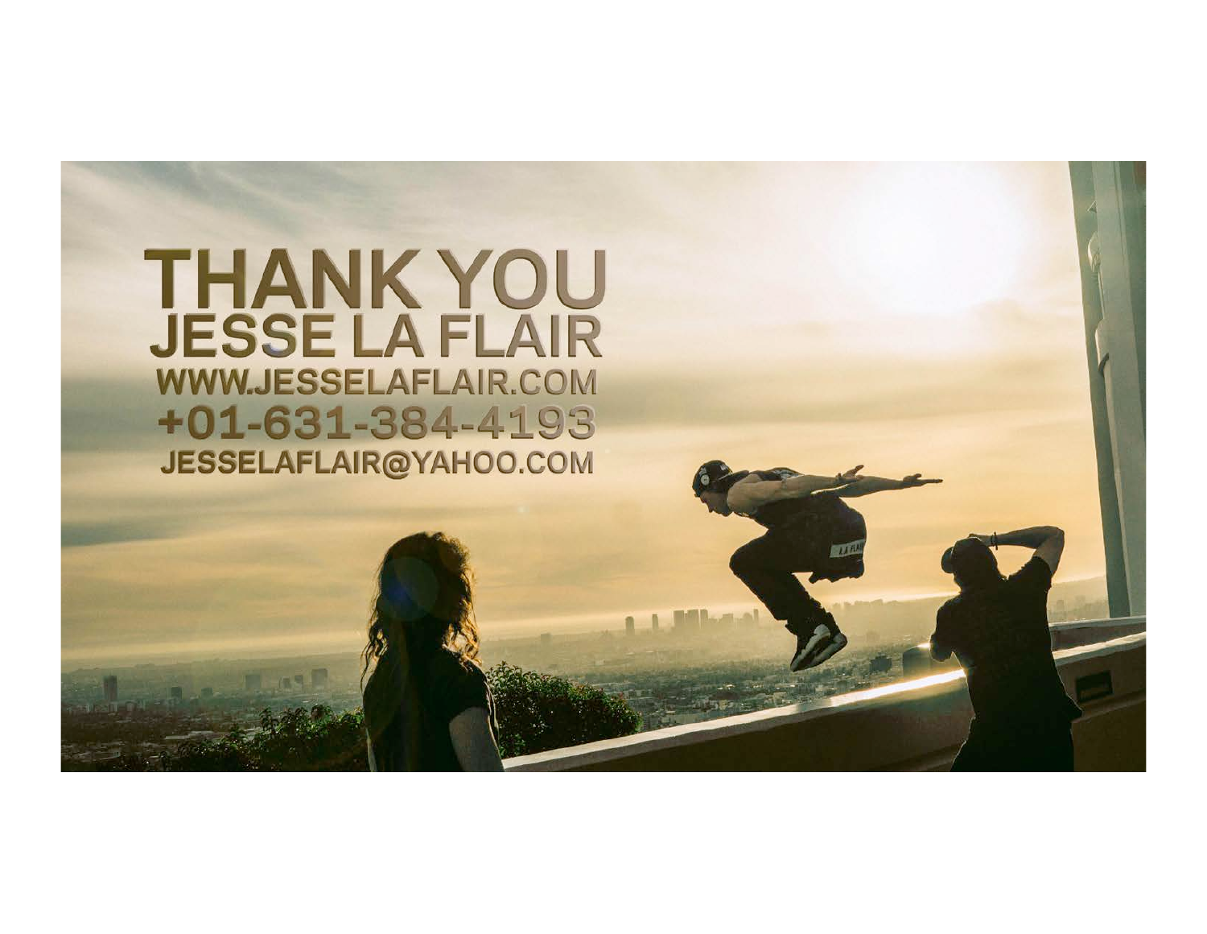# THANK YOU

## JESSE LA FLAIR

WWW.JESSELAFLAIR.COM

+01-631-384-4193

JESSELAFLAIR@YAHOO.COM